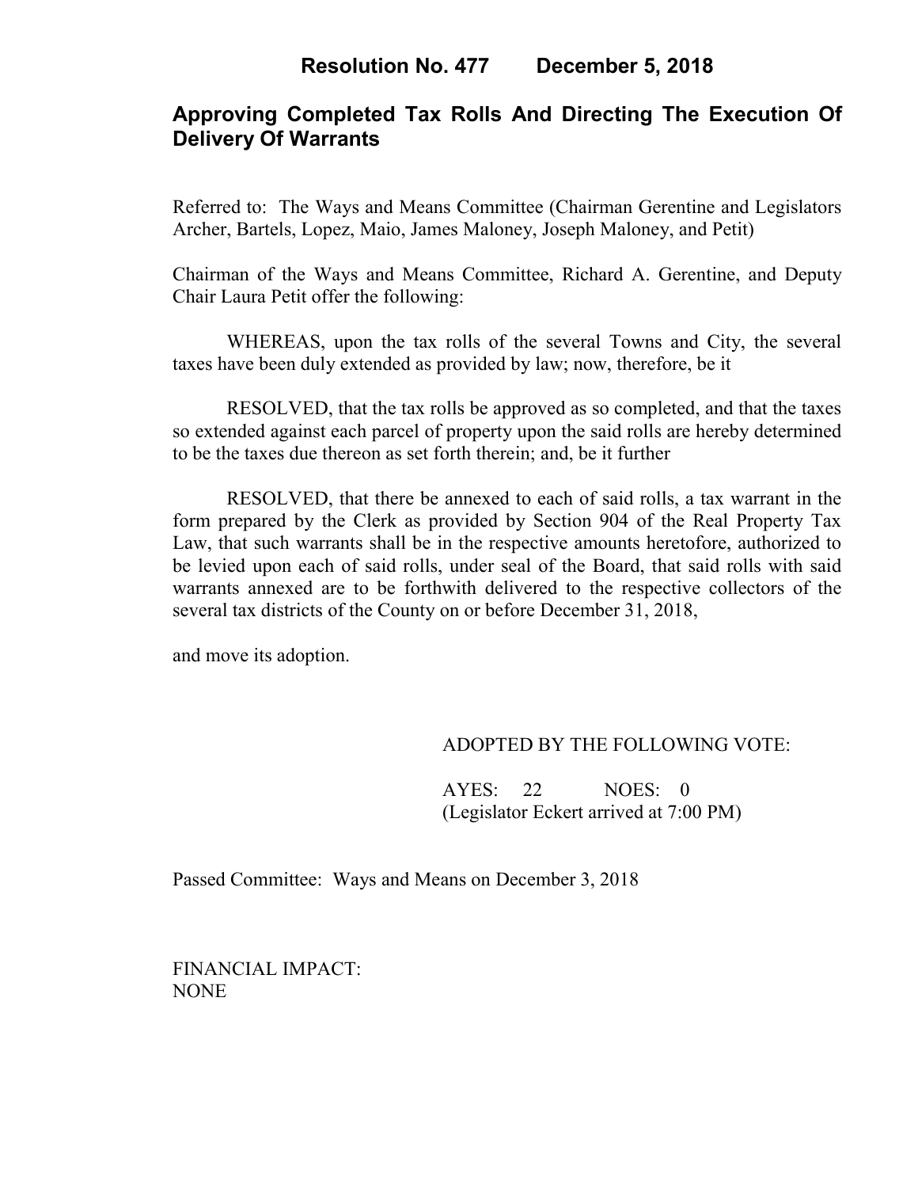# Resolution No. 477 December 5, 2018

## Approving Completed Tax Rolls And Directing The Execution Of Delivery Of Warrants

Referred to: The Ways and Means Committee (Chairman Gerentine and Legislators Archer, Bartels, Lopez, Maio, James Maloney, Joseph Maloney, and Petit)

Chairman of the Ways and Means Committee, Richard A. Gerentine, and Deputy Chair Laura Petit offer the following:

WHEREAS, upon the tax rolls of the several Towns and City, the several taxes have been duly extended as provided by law; now, therefore, be it

RESOLVED, that the tax rolls be approved as so completed, and that the taxes so extended against each parcel of property upon the said rolls are hereby determined to be the taxes due thereon as set forth therein; and, be it further

RESOLVED, that there be annexed to each of said rolls, a tax warrant in the form prepared by the Clerk as provided by Section 904 of the Real Property Tax Law, that such warrants shall be in the respective amounts heretofore, authorized to be levied upon each of said rolls, under seal of the Board, that said rolls with said warrants annexed are to be forthwith delivered to the respective collectors of the several tax districts of the County on or before December 31, 2018,

and move its adoption.

ADOPTED BY THE FOLLOWING VOTE:

AYES: 22 NOES: 0
(Legislator Eckert arrived at 7:00 PM)

Passed Committee: Ways and Means on December 3, 2018

FINANCIAL IMPACT:
NONE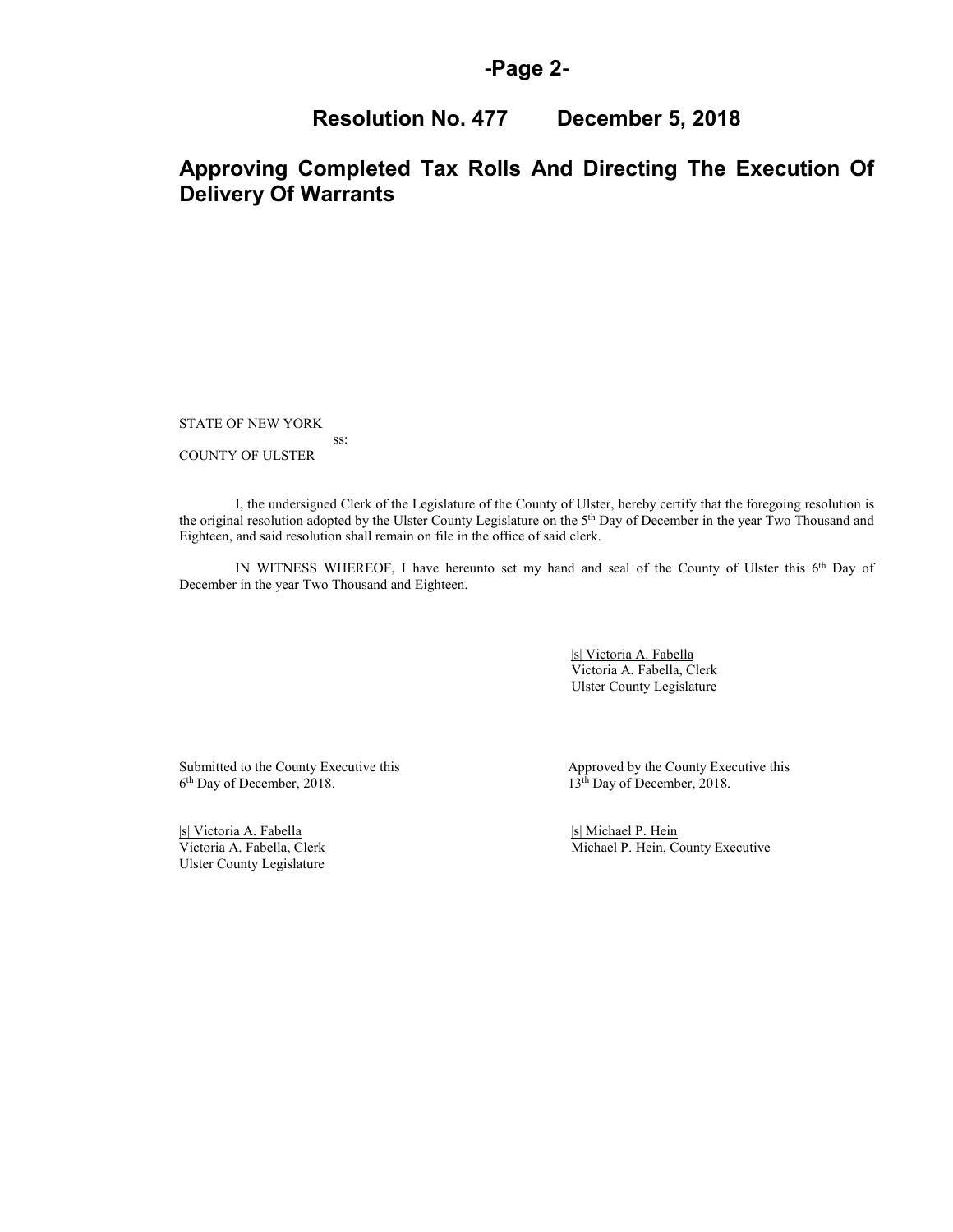## Resolution No. 477 December 5, 2018

## Approving Completed Tax Rolls And Directing The Execution Of Delivery Of Warrants

STATE OF NEW YORK
ss:
COUNTY OF ULSTER

I, the undersigned Clerk of the Legislature of the County of Ulster, hereby certify that the foregoing resolution is the original resolution adopted by the Ulster County Legislature on the 5th Day of December in the year Two Thousand and Eighteen, and said resolution shall remain on file in the office of said clerk.

IN WITNESS WHEREOF, I have hereunto set my hand and seal of the County of Ulster this 6th Day of December in the year Two Thousand and Eighteen.

|s| Victoria A. Fabella
Victoria A. Fabella, Clerk
Ulster County Legislature

Submitted to the County Executive this 6th Day of December, 2018.

|s| Victoria A. Fabella
Victoria A. Fabella, Clerk
Ulster County Legislature

Approved by the County Executive this 13th Day of December, 2018.

|s| Michael P. Hein
Michael P. Hein, County Executive